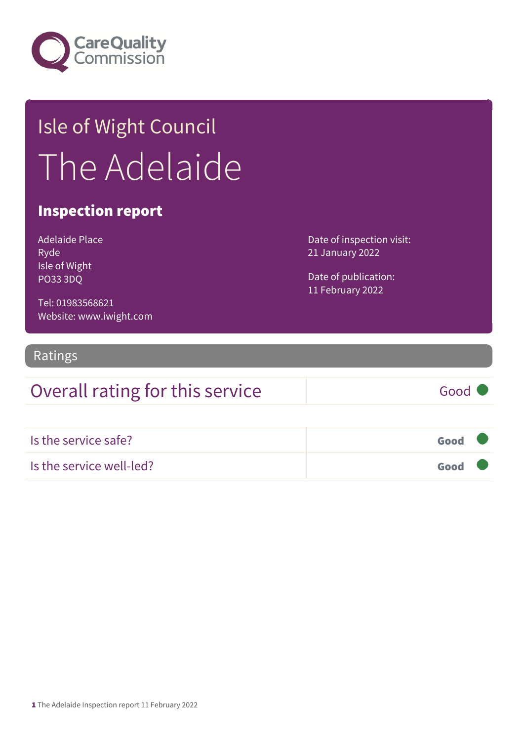Care Quality Commission

# Isle of Wight Council

# The Adelaide

## Inspection report

Adelaide Place
Ryde
Isle of Wight
PO33 3DQ

Tel: 01983568621
Website: www.iwight.com

Date of inspection visit:
21 January 2022

Date of publication:
11 February 2022

## Ratings

| Overall rating for this service | Good |
| --- | --- |

| Is the service safe? | **Good** |
| --- | --- |
| Is the service well-led? | **Good** |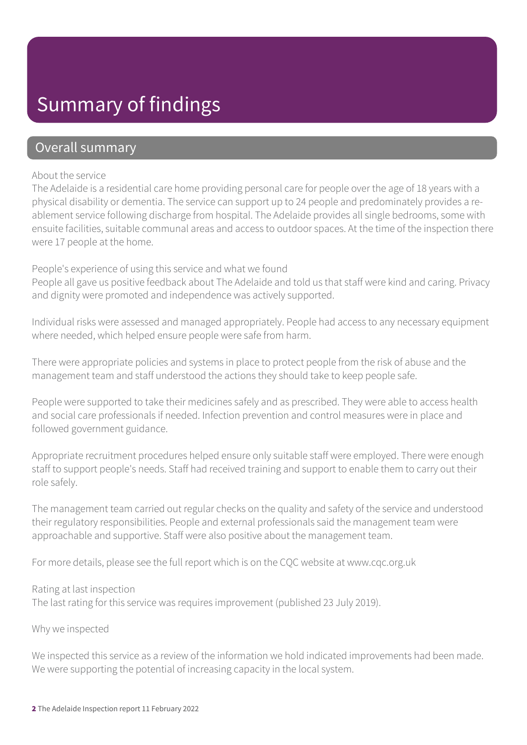# Summary of findings

## Overall summary

About the service

The Adelaide is a residential care home providing personal care for people over the age of 18 years with a physical disability or dementia. The service can support up to 24 people and predominately provides a re-ablement service following discharge from hospital. The Adelaide provides all single bedrooms, some with ensuite facilities, suitable communal areas and access to outdoor spaces. At the time of the inspection there were 17 people at the home.

People's experience of using this service and what we found

People all gave us positive feedback about The Adelaide and told us that staff were kind and caring. Privacy and dignity were promoted and independence was actively supported.

Individual risks were assessed and managed appropriately. People had access to any necessary equipment where needed, which helped ensure people were safe from harm.

There were appropriate policies and systems in place to protect people from the risk of abuse and the management team and staff understood the actions they should take to keep people safe.

People were supported to take their medicines safely and as prescribed. They were able to access health and social care professionals if needed. Infection prevention and control measures were in place and followed government guidance.

Appropriate recruitment procedures helped ensure only suitable staff were employed. There were enough staff to support people's needs. Staff had received training and support to enable them to carry out their role safely.

The management team carried out regular checks on the quality and safety of the service and understood their regulatory responsibilities. People and external professionals said the management team were approachable and supportive. Staff were also positive about the management team.

For more details, please see the full report which is on the CQC website at www.cqc.org.uk

Rating at last inspection

The last rating for this service was requires improvement (published 23 July 2019).

Why we inspected

We inspected this service as a review of the information we hold indicated improvements had been made. We were supporting the potential of increasing capacity in the local system.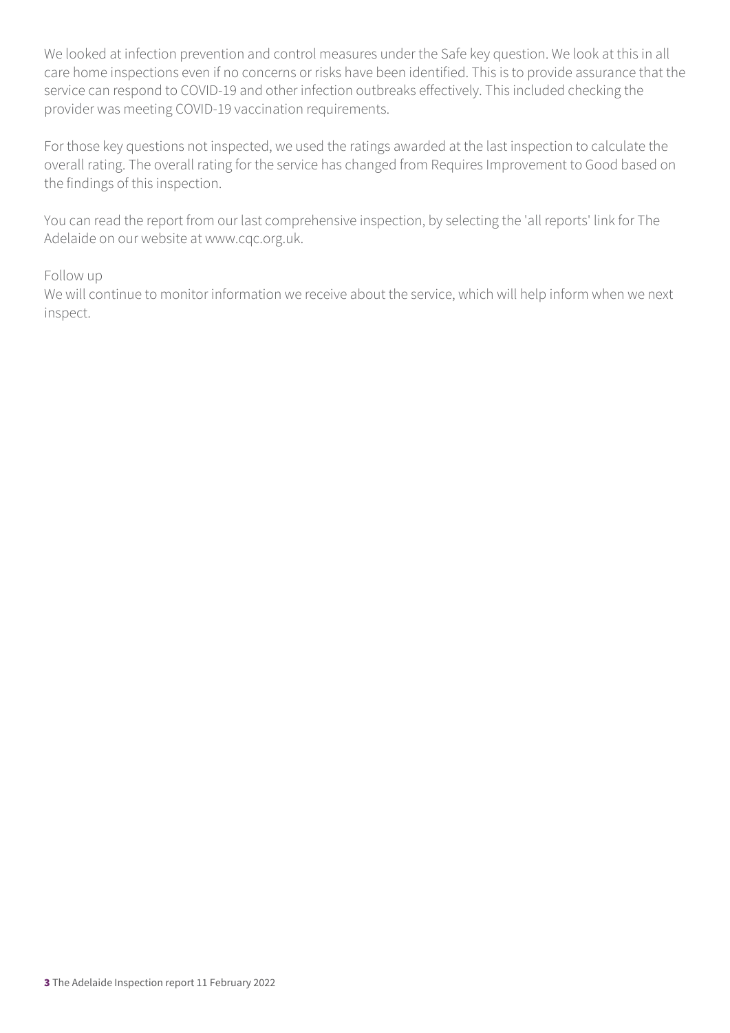We looked at infection prevention and control measures under the Safe key question. We look at this in all care home inspections even if no concerns or risks have been identified. This is to provide assurance that the service can respond to COVID-19 and other infection outbreaks effectively. This included checking the provider was meeting COVID-19 vaccination requirements.

For those key questions not inspected, we used the ratings awarded at the last inspection to calculate the overall rating. The overall rating for the service has changed from Requires Improvement to Good based on the findings of this inspection.

You can read the report from our last comprehensive inspection, by selecting the 'all reports' link for The Adelaide on our website at www.cqc.org.uk.

Follow up

We will continue to monitor information we receive about the service, which will help inform when we next inspect.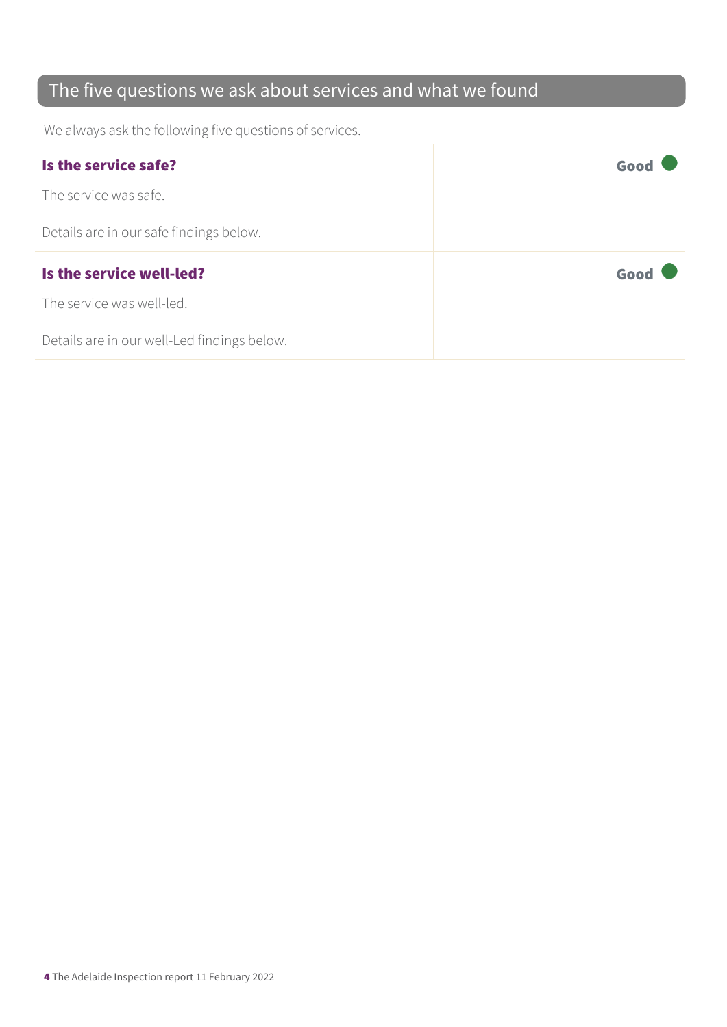## The five questions we ask about services and what we found

We always ask the following five questions of services.

| | |
|---|---|
| **Is the service safe?**<br><br>The service was safe.<br><br>Details are in our safe findings below. | **Good** |
| **Is the service well-led?**<br><br>The service was well-led.<br><br>Details are in our well-Led findings below. | **Good** |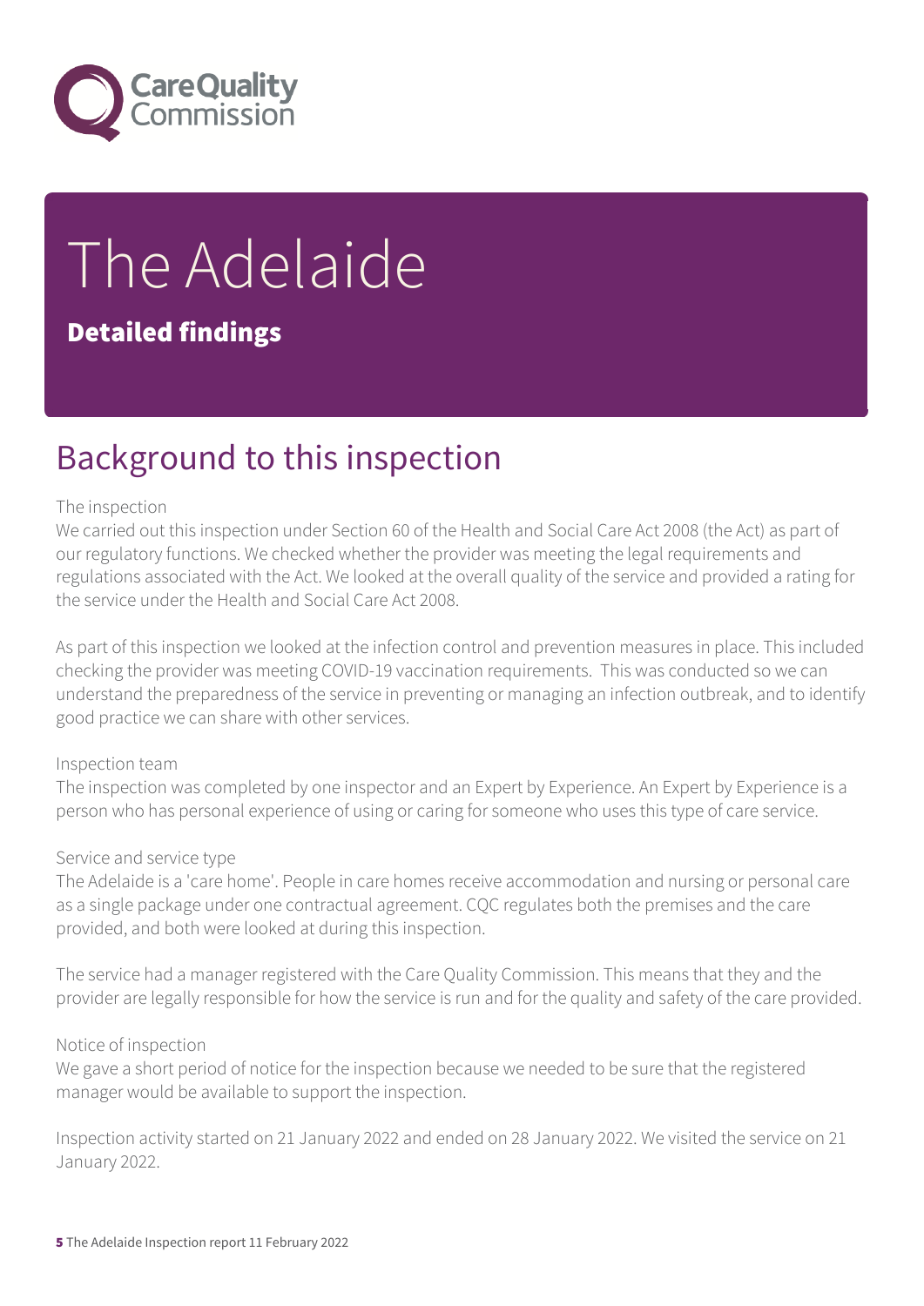# The Adelaide

**Detailed findings**

## Background to this inspection

### The inspection

We carried out this inspection under Section 60 of the Health and Social Care Act 2008 (the Act) as part of our regulatory functions. We checked whether the provider was meeting the legal requirements and regulations associated with the Act. We looked at the overall quality of the service and provided a rating for the service under the Health and Social Care Act 2008.

As part of this inspection we looked at the infection control and prevention measures in place. This included checking the provider was meeting COVID-19 vaccination requirements. This was conducted so we can understand the preparedness of the service in preventing or managing an infection outbreak, and to identify good practice we can share with other services.

### Inspection team

The inspection was completed by one inspector and an Expert by Experience. An Expert by Experience is a person who has personal experience of using or caring for someone who uses this type of care service.

### Service and service type

The Adelaide is a 'care home'. People in care homes receive accommodation and nursing or personal care as a single package under one contractual agreement. CQC regulates both the premises and the care provided, and both were looked at during this inspection.

The service had a manager registered with the Care Quality Commission. This means that they and the provider are legally responsible for how the service is run and for the quality and safety of the care provided.

### Notice of inspection

We gave a short period of notice for the inspection because we needed to be sure that the registered manager would be available to support the inspection.

Inspection activity started on 21 January 2022 and ended on 28 January 2022. We visited the service on 21 January 2022.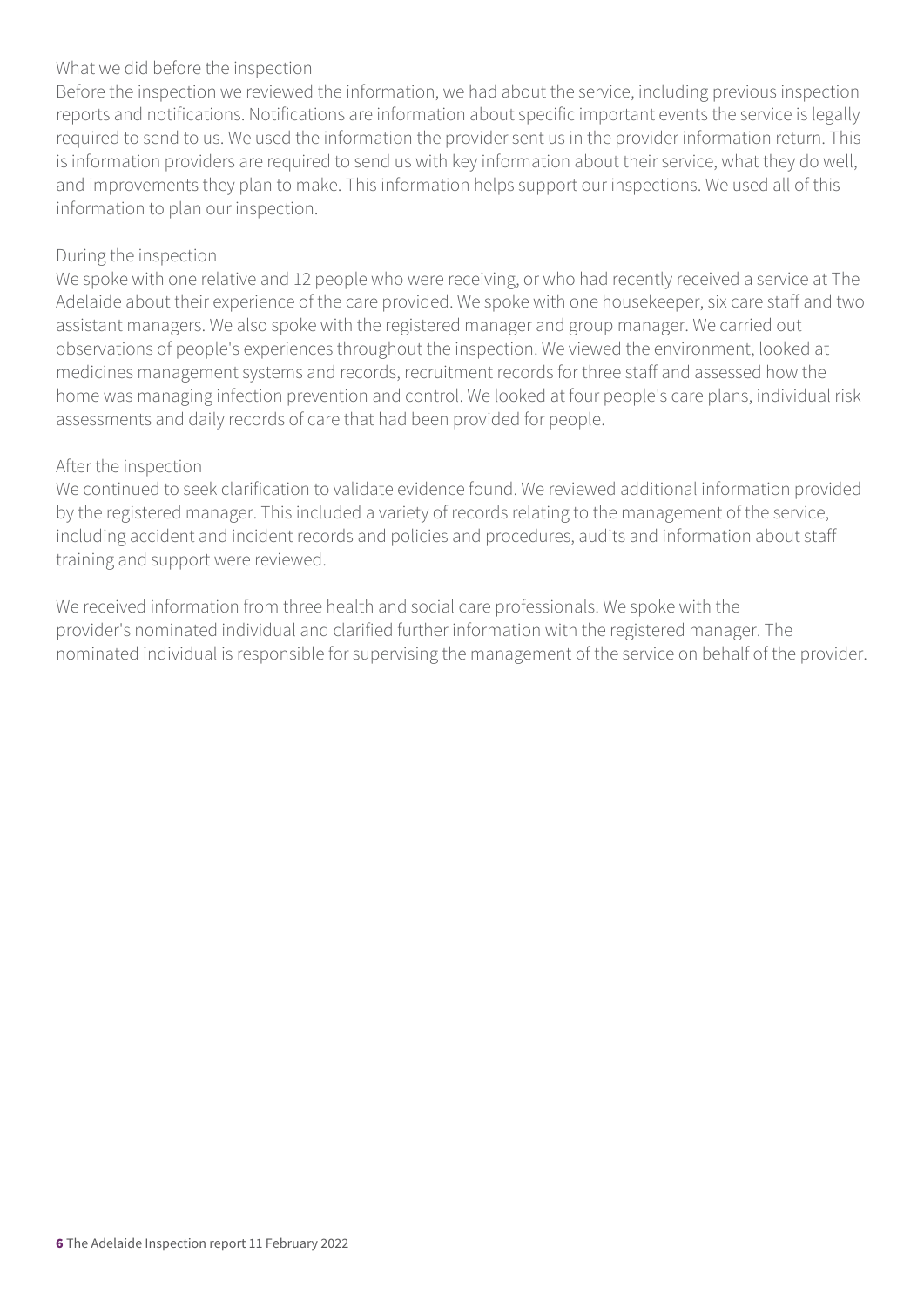What we did before the inspection

Before the inspection we reviewed the information, we had about the service, including previous inspection reports and notifications. Notifications are information about specific important events the service is legally required to send to us. We used the information the provider sent us in the provider information return. This is information providers are required to send us with key information about their service, what they do well, and improvements they plan to make. This information helps support our inspections. We used all of this information to plan our inspection.

During the inspection

We spoke with one relative and 12 people who were receiving, or who had recently received a service at The Adelaide about their experience of the care provided. We spoke with one housekeeper, six care staff and two assistant managers. We also spoke with the registered manager and group manager. We carried out observations of people's experiences throughout the inspection. We viewed the environment, looked at medicines management systems and records, recruitment records for three staff and assessed how the home was managing infection prevention and control. We looked at four people's care plans, individual risk assessments and daily records of care that had been provided for people.

After the inspection

We continued to seek clarification to validate evidence found. We reviewed additional information provided by the registered manager. This included a variety of records relating to the management of the service, including accident and incident records and policies and procedures, audits and information about staff training and support were reviewed.

We received information from three health and social care professionals. We spoke with the provider's nominated individual and clarified further information with the registered manager. The nominated individual is responsible for supervising the management of the service on behalf of the provider.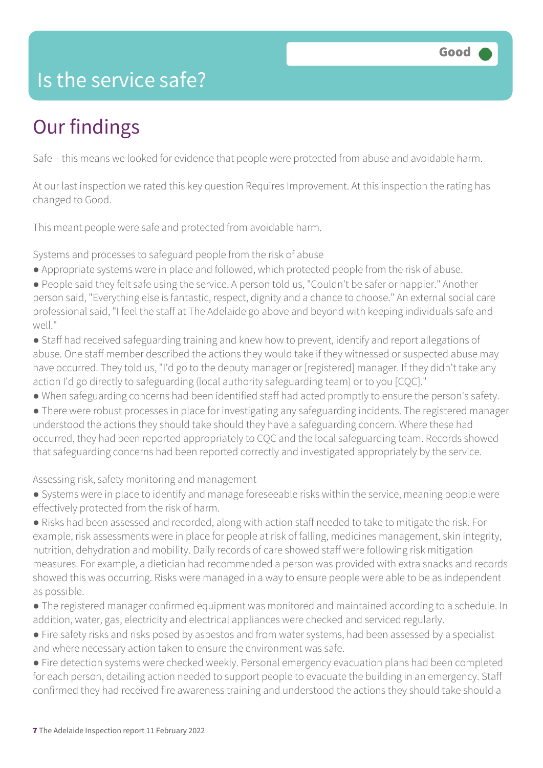# Is the service safe?

Good

## Our findings

Safe – this means we looked for evidence that people were protected from abuse and avoidable harm.

At our last inspection we rated this key question Requires Improvement. At this inspection the rating has changed to Good.

This meant people were safe and protected from avoidable harm.

Systems and processes to safeguard people from the risk of abuse

- Appropriate systems were in place and followed, which protected people from the risk of abuse.
- People said they felt safe using the service. A person told us, "Couldn't be safer or happier." Another person said, "Everything else is fantastic, respect, dignity and a chance to choose." An external social care professional said, "I feel the staff at The Adelaide go above and beyond with keeping individuals safe and well."
- Staff had received safeguarding training and knew how to prevent, identify and report allegations of abuse. One staff member described the actions they would take if they witnessed or suspected abuse may have occurred. They told us, "I'd go to the deputy manager or [registered] manager. If they didn't take any action I'd go directly to safeguarding (local authority safeguarding team) or to you [CQC]."
- When safeguarding concerns had been identified staff had acted promptly to ensure the person's safety.
- There were robust processes in place for investigating any safeguarding incidents. The registered manager understood the actions they should take should they have a safeguarding concern. Where these had occurred, they had been reported appropriately to CQC and the local safeguarding team. Records showed that safeguarding concerns had been reported correctly and investigated appropriately by the service.

Assessing risk, safety monitoring and management

- Systems were in place to identify and manage foreseeable risks within the service, meaning people were effectively protected from the risk of harm.
- Risks had been assessed and recorded, along with action staff needed to take to mitigate the risk. For example, risk assessments were in place for people at risk of falling, medicines management, skin integrity, nutrition, dehydration and mobility. Daily records of care showed staff were following risk mitigation measures. For example, a dietician had recommended a person was provided with extra snacks and records showed this was occurring. Risks were managed in a way to ensure people were able to be as independent as possible.
- The registered manager confirmed equipment was monitored and maintained according to a schedule. In addition, water, gas, electricity and electrical appliances were checked and serviced regularly.
- Fire safety risks and risks posed by asbestos and from water systems, had been assessed by a specialist and where necessary action taken to ensure the environment was safe.
- Fire detection systems were checked weekly. Personal emergency evacuation plans had been completed for each person, detailing action needed to support people to evacuate the building in an emergency. Staff confirmed they had received fire awareness training and understood the actions they should take should a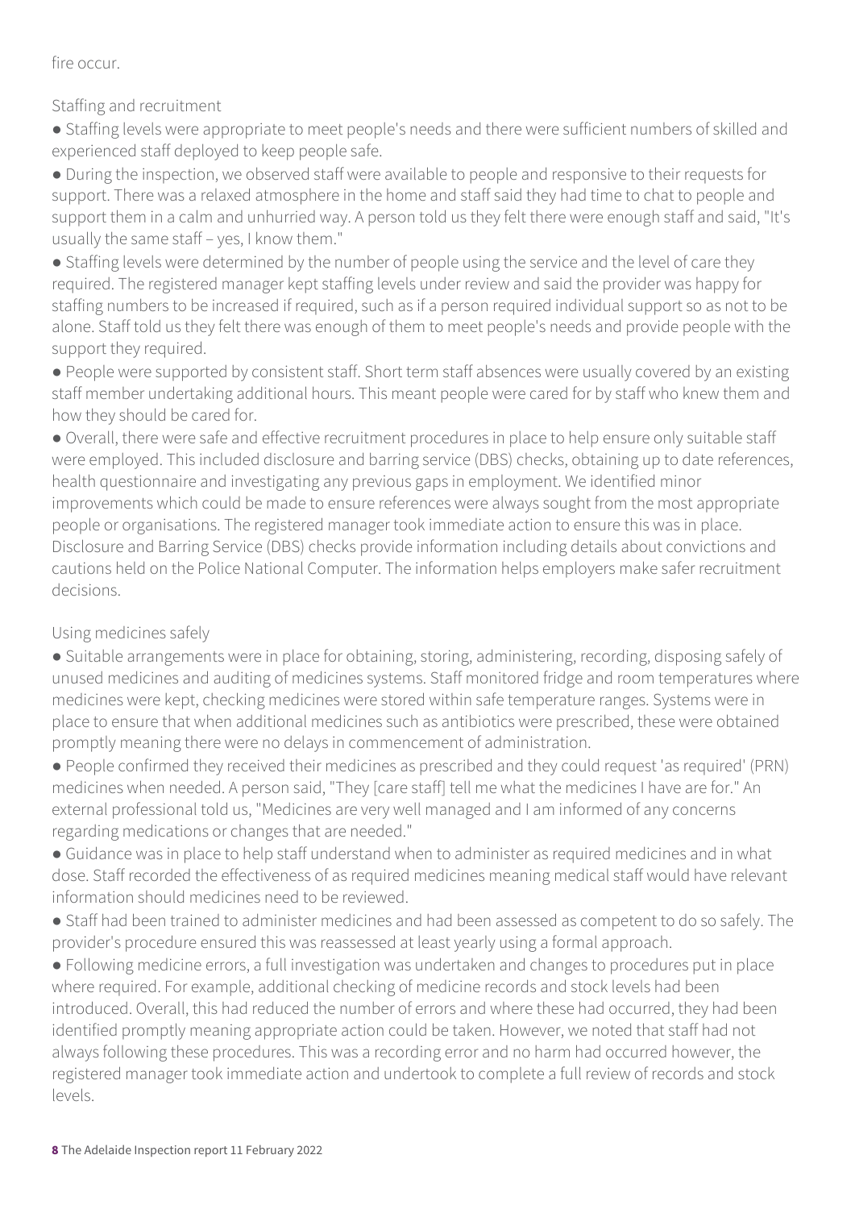fire occur.

### Staffing and recruitment

- Staffing levels were appropriate to meet people's needs and there were sufficient numbers of skilled and experienced staff deployed to keep people safe.
- During the inspection, we observed staff were available to people and responsive to their requests for support. There was a relaxed atmosphere in the home and staff said they had time to chat to people and support them in a calm and unhurried way. A person told us they felt there were enough staff and said, "It's usually the same staff – yes, I know them."
- Staffing levels were determined by the number of people using the service and the level of care they required. The registered manager kept staffing levels under review and said the provider was happy for staffing numbers to be increased if required, such as if a person required individual support so as not to be alone. Staff told us they felt there was enough of them to meet people's needs and provide people with the support they required.
- People were supported by consistent staff. Short term staff absences were usually covered by an existing staff member undertaking additional hours. This meant people were cared for by staff who knew them and how they should be cared for.
- Overall, there were safe and effective recruitment procedures in place to help ensure only suitable staff were employed. This included disclosure and barring service (DBS) checks, obtaining up to date references, health questionnaire and investigating any previous gaps in employment. We identified minor improvements which could be made to ensure references were always sought from the most appropriate people or organisations. The registered manager took immediate action to ensure this was in place. Disclosure and Barring Service (DBS) checks provide information including details about convictions and cautions held on the Police National Computer. The information helps employers make safer recruitment decisions.

### Using medicines safely

- Suitable arrangements were in place for obtaining, storing, administering, recording, disposing safely of unused medicines and auditing of medicines systems. Staff monitored fridge and room temperatures where medicines were kept, checking medicines were stored within safe temperature ranges. Systems were in place to ensure that when additional medicines such as antibiotics were prescribed, these were obtained promptly meaning there were no delays in commencement of administration.
- People confirmed they received their medicines as prescribed and they could request 'as required' (PRN) medicines when needed. A person said, "They [care staff] tell me what the medicines I have are for." An external professional told us, "Medicines are very well managed and I am informed of any concerns regarding medications or changes that are needed."
- Guidance was in place to help staff understand when to administer as required medicines and in what dose. Staff recorded the effectiveness of as required medicines meaning medical staff would have relevant information should medicines need to be reviewed.
- Staff had been trained to administer medicines and had been assessed as competent to do so safely. The provider's procedure ensured this was reassessed at least yearly using a formal approach.
- Following medicine errors, a full investigation was undertaken and changes to procedures put in place where required. For example, additional checking of medicine records and stock levels had been introduced. Overall, this had reduced the number of errors and where these had occurred, they had been identified promptly meaning appropriate action could be taken. However, we noted that staff had not always following these procedures. This was a recording error and no harm had occurred however, the registered manager took immediate action and undertook to complete a full review of records and stock levels.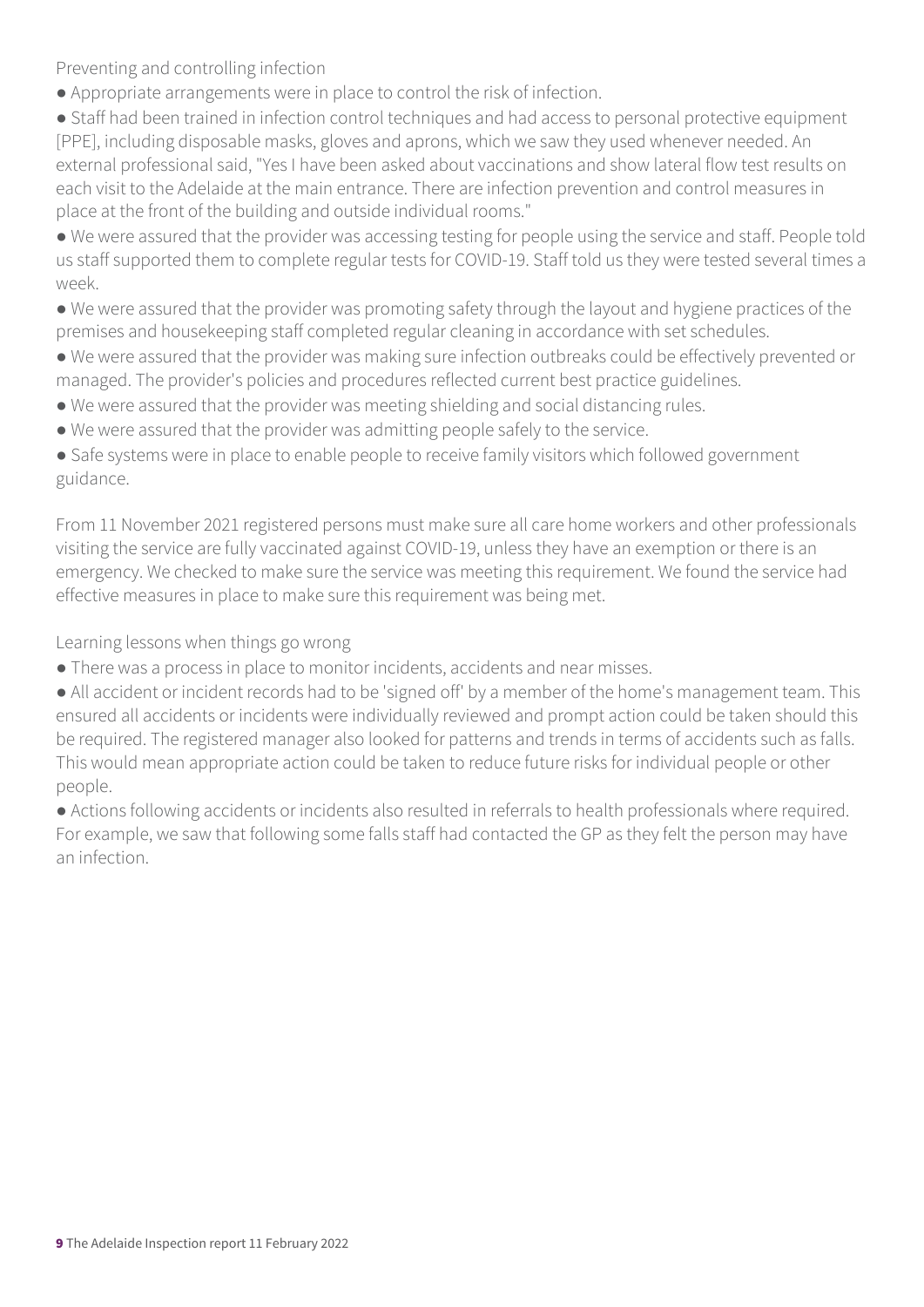### Preventing and controlling infection

- Appropriate arrangements were in place to control the risk of infection.
- Staff had been trained in infection control techniques and had access to personal protective equipment [PPE], including disposable masks, gloves and aprons, which we saw they used whenever needed. An external professional said, "Yes I have been asked about vaccinations and show lateral flow test results on each visit to the Adelaide at the main entrance. There are infection prevention and control measures in place at the front of the building and outside individual rooms."
- We were assured that the provider was accessing testing for people using the service and staff. People told us staff supported them to complete regular tests for COVID-19. Staff told us they were tested several times a week.
- We were assured that the provider was promoting safety through the layout and hygiene practices of the premises and housekeeping staff completed regular cleaning in accordance with set schedules.
- We were assured that the provider was making sure infection outbreaks could be effectively prevented or managed. The provider's policies and procedures reflected current best practice guidelines.
- We were assured that the provider was meeting shielding and social distancing rules.
- We were assured that the provider was admitting people safely to the service.
- Safe systems were in place to enable people to receive family visitors which followed government guidance.

From 11 November 2021 registered persons must make sure all care home workers and other professionals visiting the service are fully vaccinated against COVID-19, unless they have an exemption or there is an emergency. We checked to make sure the service was meeting this requirement. We found the service had effective measures in place to make sure this requirement was being met.

### Learning lessons when things go wrong

- There was a process in place to monitor incidents, accidents and near misses.
- All accident or incident records had to be 'signed off' by a member of the home's management team. This ensured all accidents or incidents were individually reviewed and prompt action could be taken should this be required. The registered manager also looked for patterns and trends in terms of accidents such as falls. This would mean appropriate action could be taken to reduce future risks for individual people or other people.
- Actions following accidents or incidents also resulted in referrals to health professionals where required. For example, we saw that following some falls staff had contacted the GP as they felt the person may have an infection.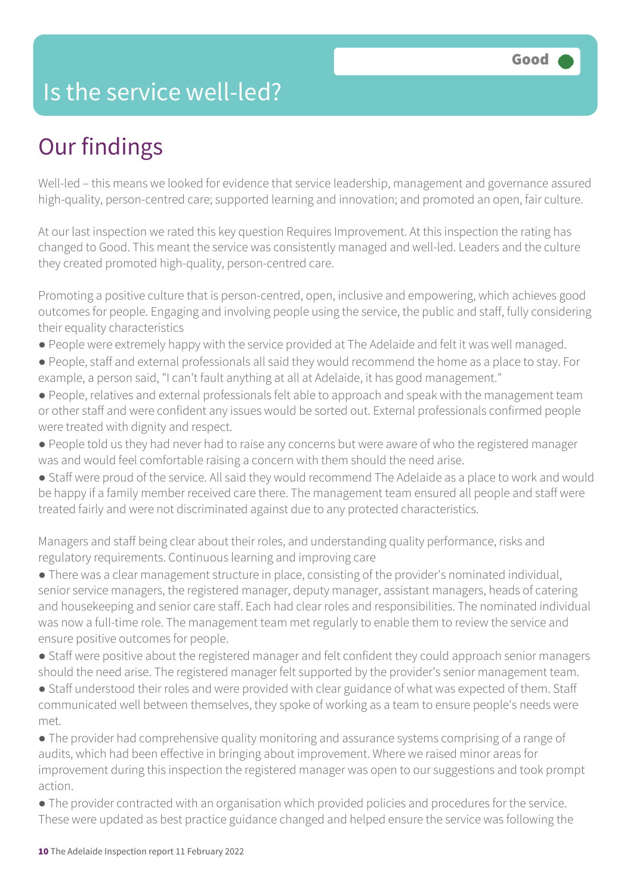# Is the service well-led?

**Good**

## Our findings

Well-led – this means we looked for evidence that service leadership, management and governance assured high-quality, person-centred care; supported learning and innovation; and promoted an open, fair culture.

At our last inspection we rated this key question Requires Improvement. At this inspection the rating has changed to Good. This meant the service was consistently managed and well-led. Leaders and the culture they created promoted high-quality, person-centred care.

Promoting a positive culture that is person-centred, open, inclusive and empowering, which achieves good outcomes for people. Engaging and involving people using the service, the public and staff, fully considering their equality characteristics

- People were extremely happy with the service provided at The Adelaide and felt it was well managed.
- People, staff and external professionals all said they would recommend the home as a place to stay. For example, a person said, "I can't fault anything at all at Adelaide, it has good management."
- People, relatives and external professionals felt able to approach and speak with the management team or other staff and were confident any issues would be sorted out. External professionals confirmed people were treated with dignity and respect.
- People told us they had never had to raise any concerns but were aware of who the registered manager was and would feel comfortable raising a concern with them should the need arise.
- Staff were proud of the service. All said they would recommend The Adelaide as a place to work and would be happy if a family member received care there. The management team ensured all people and staff were treated fairly and were not discriminated against due to any protected characteristics.

Managers and staff being clear about their roles, and understanding quality performance, risks and regulatory requirements. Continuous learning and improving care

- There was a clear management structure in place, consisting of the provider's nominated individual, senior service managers, the registered manager, deputy manager, assistant managers, heads of catering and housekeeping and senior care staff. Each had clear roles and responsibilities. The nominated individual was now a full-time role. The management team met regularly to enable them to review the service and ensure positive outcomes for people.
- Staff were positive about the registered manager and felt confident they could approach senior managers should the need arise. The registered manager felt supported by the provider's senior management team.
- Staff understood their roles and were provided with clear guidance of what was expected of them. Staff communicated well between themselves, they spoke of working as a team to ensure people's needs were met.
- The provider had comprehensive quality monitoring and assurance systems comprising of a range of audits, which had been effective in bringing about improvement. Where we raised minor areas for improvement during this inspection the registered manager was open to our suggestions and took prompt action.
- The provider contracted with an organisation which provided policies and procedures for the service. These were updated as best practice guidance changed and helped ensure the service was following the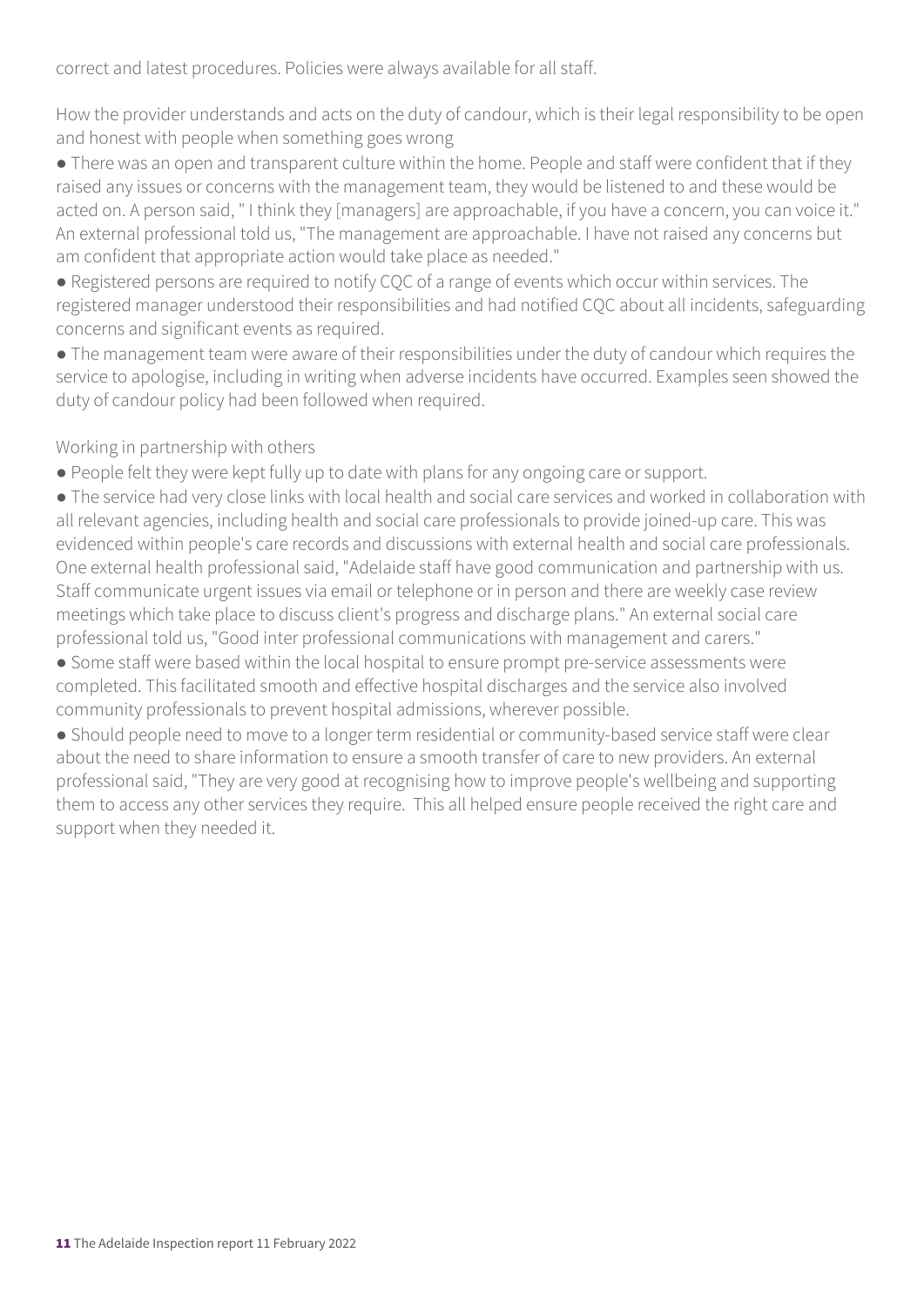correct and latest procedures. Policies were always available for all staff.

How the provider understands and acts on the duty of candour, which is their legal responsibility to be open and honest with people when something goes wrong

- There was an open and transparent culture within the home. People and staff were confident that if they raised any issues or concerns with the management team, they would be listened to and these would be acted on. A person said, " I think they [managers] are approachable, if you have a concern, you can voice it." An external professional told us, "The management are approachable. I have not raised any concerns but am confident that appropriate action would take place as needed."
- Registered persons are required to notify CQC of a range of events which occur within services. The registered manager understood their responsibilities and had notified CQC about all incidents, safeguarding concerns and significant events as required.
- The management team were aware of their responsibilities under the duty of candour which requires the service to apologise, including in writing when adverse incidents have occurred. Examples seen showed the duty of candour policy had been followed when required.

Working in partnership with others

- People felt they were kept fully up to date with plans for any ongoing care or support.
- The service had very close links with local health and social care services and worked in collaboration with all relevant agencies, including health and social care professionals to provide joined-up care. This was evidenced within people's care records and discussions with external health and social care professionals. One external health professional said, "Adelaide staff have good communication and partnership with us. Staff communicate urgent issues via email or telephone or in person and there are weekly case review meetings which take place to discuss client's progress and discharge plans." An external social care professional told us, "Good inter professional communications with management and carers."
- Some staff were based within the local hospital to ensure prompt pre-service assessments were completed. This facilitated smooth and effective hospital discharges and the service also involved community professionals to prevent hospital admissions, wherever possible.
- Should people need to move to a longer term residential or community-based service staff were clear about the need to share information to ensure a smooth transfer of care to new providers. An external professional said, "They are very good at recognising how to improve people's wellbeing and supporting them to access any other services they require. This all helped ensure people received the right care and support when they needed it.